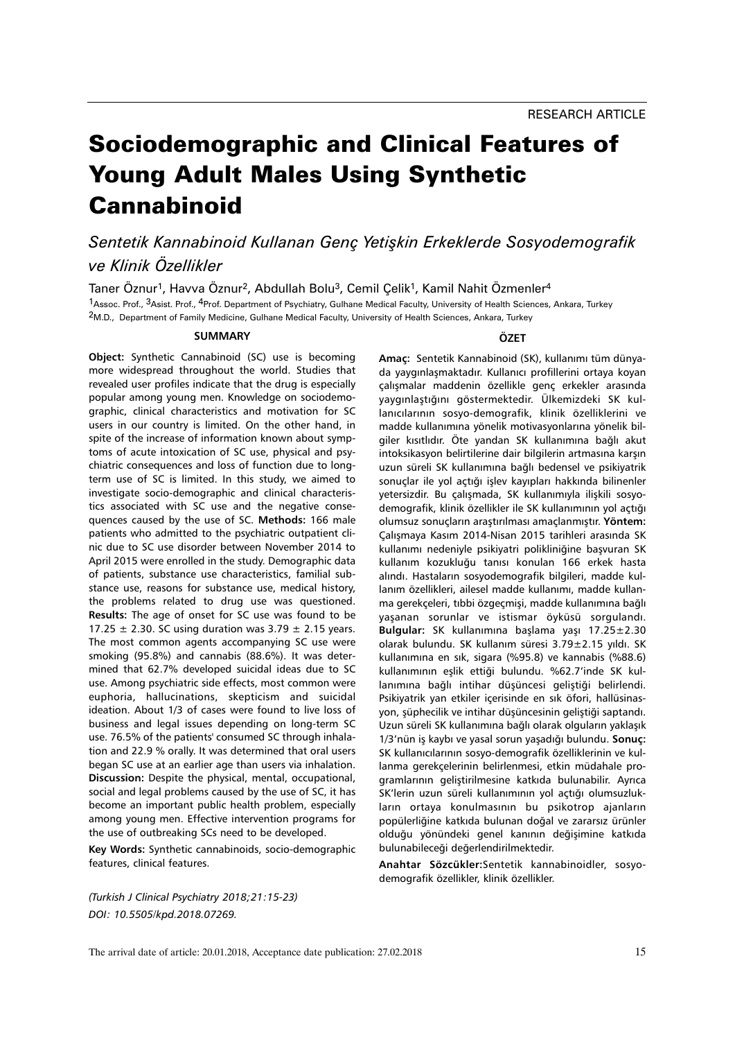RESEARCH ARTICLE

# Sociodemographic and Clinical Features of Young Adult Males Using Synthetic Cannabinoid

*Sentetik Kannabinoid Kullanan Genç Yetişkin Erkeklerde Sosyodemografik ve Klinik Özellikler*

Taner Öznur[1], Havva Öznur[2], Abdullah Bolu[3], Cemil Çelik[1], Kamil Nahit Özmenler[4]

[1]Assoc. Prof., [3]Asist. Prof., [4]Prof. Department of Psychiatry, Gulhane Medical Faculty, University of Health Sciences, Ankara, Turkey
[2]M.D., Department of Family Medicine, Gulhane Medical Faculty, University of Health Sciences, Ankara, Turkey

## SUMMARY

**Object:** Synthetic Cannabinoid (SC) use is becoming more widespread throughout the world. Studies that revealed user profiles indicate that the drug is especially popular among young men. Knowledge on sociodemographic, clinical characteristics and motivation for SC users in our country is limited. On the other hand, in spite of the increase of information known about symptoms of acute intoxication of SC use, physical and psychiatric consequences and loss of function due to long-term use of SC is limited. In this study, we aimed to investigate socio-demographic and clinical characteristics associated with SC use and the negative consequences caused by the use of SC. **Methods:** 166 male patients who admitted to the psychiatric outpatient clinic due to SC use disorder between November 2014 to April 2015 were enrolled in the study. Demographic data of patients, substance use characteristics, familial substance use, reasons for substance use, medical history, the problems related to drug use was questioned. **Results:** The age of onset for SC use was found to be 17.25 ± 2.30. SC using duration was 3.79 ± 2.15 years. The most common agents accompanying SC use were smoking (95.8%) and cannabis (88.6%). It was determined that 62.7% developed suicidal ideas due to SC use. Among psychiatric side effects, most common were euphoria, hallucinations, skepticism and suicidal ideation. About 1/3 of cases were found to live loss of business and legal issues depending on long-term SC use. 76.5% of the patients' consumed SC through inhalation and 22.9 % orally. It was determined that oral users began SC use at an earlier age than users via inhalation. **Discussion:** Despite the physical, mental, occupational, social and legal problems caused by the use of SC, it has become an important public health problem, especially among young men. Effective intervention programs for the use of outbreaking SCs need to be developed.

**Key Words:** Synthetic cannabinoids, socio-demographic features, clinical features.

*(Turkish J Clinical Psychiatry 2018;21:15-23)*
*DOI: 10.5505/kpd.2018.07269.*

## ÖZET

**Amaç:** Sentetik Kannabinoid (SK), kullanımı tüm dünyada yaygınlaşmaktadır. Kullanıcı profillerini ortaya koyan çalışmalar maddenin özellikle genç erkekler arasında yaygınlaştığını göstermektedir. Ülkemizdeki SK kullanıcılarının sosyo-demografik, klinik özelliklerini ve madde kullanımına yönelik motivasyonlarına yönelik bilgiler kısıtlıdır. Öte yandan SK kullanımına bağlı akut intoksikasyon belirtilerine dair bilgilerin artmasına karşın uzun süreli SK kullanımına bağlı bedensel ve psikiyatrik sonuçlar ile yol açtığı işlev kayıpları hakkında bilinenler yetersizdir. Bu çalışmada, SK kullanımıyla ilişkili sosyodemografik, klinik özellikler ile SK kullanımının yol açtığı olumsuz sonuçların araştırılması amaçlanmıştır. **Yöntem:** Çalışmaya Kasım 2014-Nisan 2015 tarihleri arasında SK kullanımı nedeniyle psikiyatri polikliniğine başvuran SK kullanım kozukluğu tanısı konulan 166 erkek hasta alındı. Hastaların sosyodemografik bilgileri, madde kullanım özellikleri, ailesel madde kullanımı, madde kullanma gerekçeleri, tıbbi özgeçmişi, madde kullanımına bağlı yaşanan sorunlar ve istismar öyküsü sorgulandı. **Bulgular:** SK kullanımına başlama yaşı 17.25±2.30 olarak bulundu. SK kullanım süresi 3.79±2.15 yıldı. SK kullanımına en sık, sigara (%95.8) ve kannabis (%88.6) kullanımının eşlik ettiği bulundu. %62.7'inde SK kullanımına bağlı intihar düşüncesi geliştiği belirlendi. Psikiyatrik yan etkiler içerisinde en sık öfori, hallüsinasyon, şüphecilik ve intihar düşüncesinin geliştiği saptandı. Uzun süreli SK kullanımına bağlı olarak olguların yaklaşık 1/3'nün iş kaybı ve yasal sorun yaşadığı bulundu. **Sonuç:** SK kullanıcılarının sosyo-demografik özelliklerinin ve kullanma gerekçelerinin belirlenmesi, etkin müdahale programlarının geliştirilmesine katkıda bulunabilir. Ayrıca SK'lerin uzun süreli kullanımının yol açtığı olumsuzlukların ortaya konulmasının bu psikotrop ajanların popülerliğine katkıda bulunan doğal ve zararsız ürünler olduğu yönündeki genel kanının değişimine katkıda bulunabileceği değerlendirilmektedir.

**Anahtar Sözcükler:** Sentetik kannabinoidler, sosyodemografik özellikler, klinik özellikler.

The arrival date of article: 20.01.2018, Acceptance date publication: 27.02.2018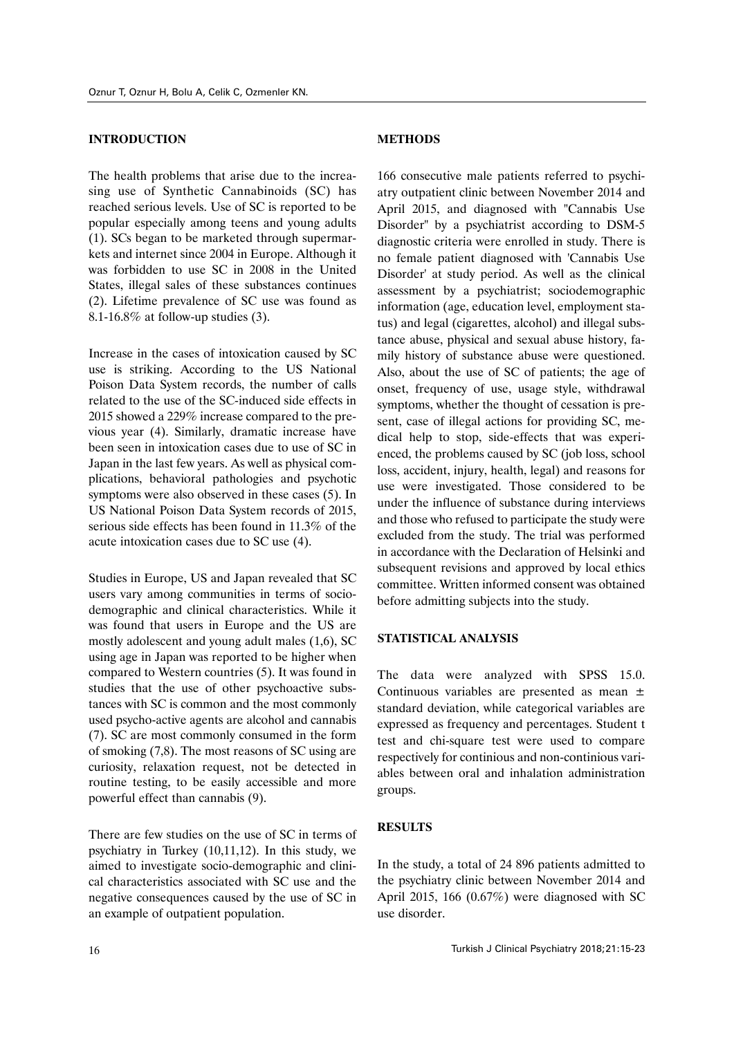## INTRODUCTION

The health problems that arise due to the increasing use of Synthetic Cannabinoids (SC) has reached serious levels. Use of SC is reported to be popular especially among teens and young adults (1). SCs began to be marketed through supermarkets and internet since 2004 in Europe. Although it was forbidden to use SC in 2008 in the United States, illegal sales of these substances continues (2). Lifetime prevalence of SC use was found as 8.1-16.8% at follow-up studies (3).

Increase in the cases of intoxication caused by SC use is striking. According to the US National Poison Data System records, the number of calls related to the use of the SC-induced side effects in 2015 showed a 229% increase compared to the previous year (4). Similarly, dramatic increase have been seen in intoxication cases due to use of SC in Japan in the last few years. As well as physical complications, behavioral pathologies and psychotic symptoms were also observed in these cases (5). In US National Poison Data System records of 2015, serious side effects has been found in 11.3% of the acute intoxication cases due to SC use (4).

Studies in Europe, US and Japan revealed that SC users vary among communities in terms of sociodemographic and clinical characteristics. While it was found that users in Europe and the US are mostly adolescent and young adult males (1,6), SC using age in Japan was reported to be higher when compared to Western countries (5). It was found in studies that the use of other psychoactive substances with SC is common and the most commonly used psycho-active agents are alcohol and cannabis (7). SC are most commonly consumed in the form of smoking (7,8). The most reasons of SC using are curiosity, relaxation request, not be detected in routine testing, to be easily accessible and more powerful effect than cannabis (9).

There are few studies on the use of SC in terms of psychiatry in Turkey (10,11,12). In this study, we aimed to investigate socio-demographic and clinical characteristics associated with SC use and the negative consequences caused by the use of SC in an example of outpatient population.

## METHODS

166 consecutive male patients referred to psychiatry outpatient clinic between November 2014 and April 2015, and diagnosed with "Cannabis Use Disorder" by a psychiatrist according to DSM-5 diagnostic criteria were enrolled in study. There is no female patient diagnosed with 'Cannabis Use Disorder' at study period. As well as the clinical assessment by a psychiatrist; sociodemographic information (age, education level, employment status) and legal (cigarettes, alcohol) and illegal substance abuse, physical and sexual abuse history, family history of substance abuse were questioned. Also, about the use of SC of patients; the age of onset, frequency of use, usage style, withdrawal symptoms, whether the thought of cessation is present, case of illegal actions for providing SC, medical help to stop, side-effects that was experienced, the problems caused by SC (job loss, school loss, accident, injury, health, legal) and reasons for use were investigated. Those considered to be under the influence of substance during interviews and those who refused to participate the study were excluded from the study. The trial was performed in accordance with the Declaration of Helsinki and subsequent revisions and approved by local ethics committee. Written informed consent was obtained before admitting subjects into the study.

## STATISTICAL ANALYSIS

The data were analyzed with SPSS 15.0. Continuous variables are presented as mean ± standard deviation, while categorical variables are expressed as frequency and percentages. Student t test and chi-square test were used to compare respectively for continious and non-continious variables between oral and inhalation administration groups.

## RESULTS

In the study, a total of 24 896 patients admitted to the psychiatry clinic between November 2014 and April 2015, 166 (0.67%) were diagnosed with SC use disorder.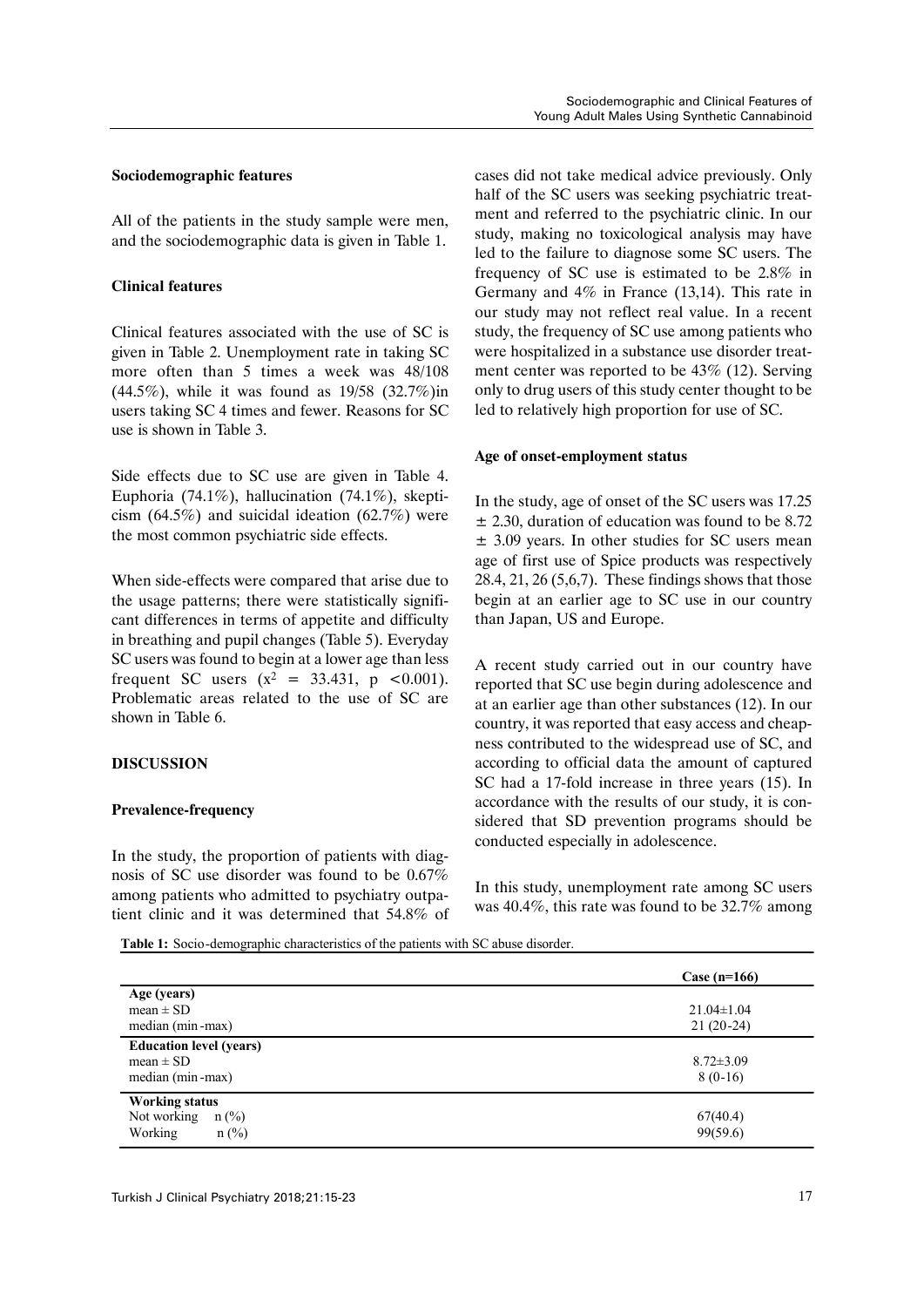**Sociodemographic features**

All of the patients in the study sample were men, and the sociodemographic data is given in Table 1.

**Clinical features**

Clinical features associated with the use of SC is given in Table 2. Unemployment rate in taking SC more often than 5 times a week was 48/108 (44.5%), while it was found as 19/58 (32.7%)in users taking SC 4 times and fewer. Reasons for SC use is shown in Table 3.

Side effects due to SC use are given in Table 4. Euphoria (74.1%), hallucination (74.1%), skepticism (64.5%) and suicidal ideation (62.7%) were the most common psychiatric side effects.

When side-effects were compared that arise due to the usage patterns; there were statistically significant differences in terms of appetite and difficulty in breathing and pupil changes (Table 5). Everyday SC users was found to begin at a lower age than less frequent SC users ($x^2$ = 33.431, $p < 0.001$). Problematic areas related to the use of SC are shown in Table 6.

**DISCUSSION**

**Prevalence-frequency**

In the study, the proportion of patients with diagnosis of SC use disorder was found to be 0.67% among patients who admitted to psychiatry outpatient clinic and it was determined that 54.8% of cases did not take medical advice previously. Only half of the SC users was seeking psychiatric treatment and referred to the psychiatric clinic. In our study, making no toxicological analysis may have led to the failure to diagnose some SC users. The frequency of SC use is estimated to be 2.8% in Germany and 4% in France (13,14). This rate in our study may not reflect real value. In a recent study, the frequency of SC use among patients who were hospitalized in a substance use disorder treatment center was reported to be 43% (12). Serving only to drug users of this study center thought to be led to relatively high proportion for use of SC.

**Age of onset-employment status**

In the study, age of onset of the SC users was 17.25 ± 2.30, duration of education was found to be 8.72 ± 3.09 years. In other studies for SC users mean age of first use of Spice products was respectively 28.4, 21, 26 (5,6,7). These findings shows that those begin at an earlier age to SC use in our country than Japan, US and Europe.

A recent study carried out in our country have reported that SC use begin during adolescence and at an earlier age than other substances (12). In our country, it was reported that easy access and cheapness contributed to the widespread use of SC, and according to official data the amount of captured SC had a 17-fold increase in three years (15). In accordance with the results of our study, it is considered that SD prevention programs should be conducted especially in adolescence.

In this study, unemployment rate among SC users was 40.4%, this rate was found to be 32.7% among

**Table 1:** Socio-demographic characteristics of the patients with SC abuse disorder.

| | Case (n=166) |
|---|---|
| **Age (years)** | |
| mean ± SD | 21.04±1.04 |
| median (min-max) | 21 (20-24) |
| **Education level (years)** | |
| mean ± SD | 8.72±3.09 |
| median (min-max) | 8 (0-16) |
| **Working status** | |
| Not working n (%) | 67(40.4) |
| Working n (%) | 99(59.6) |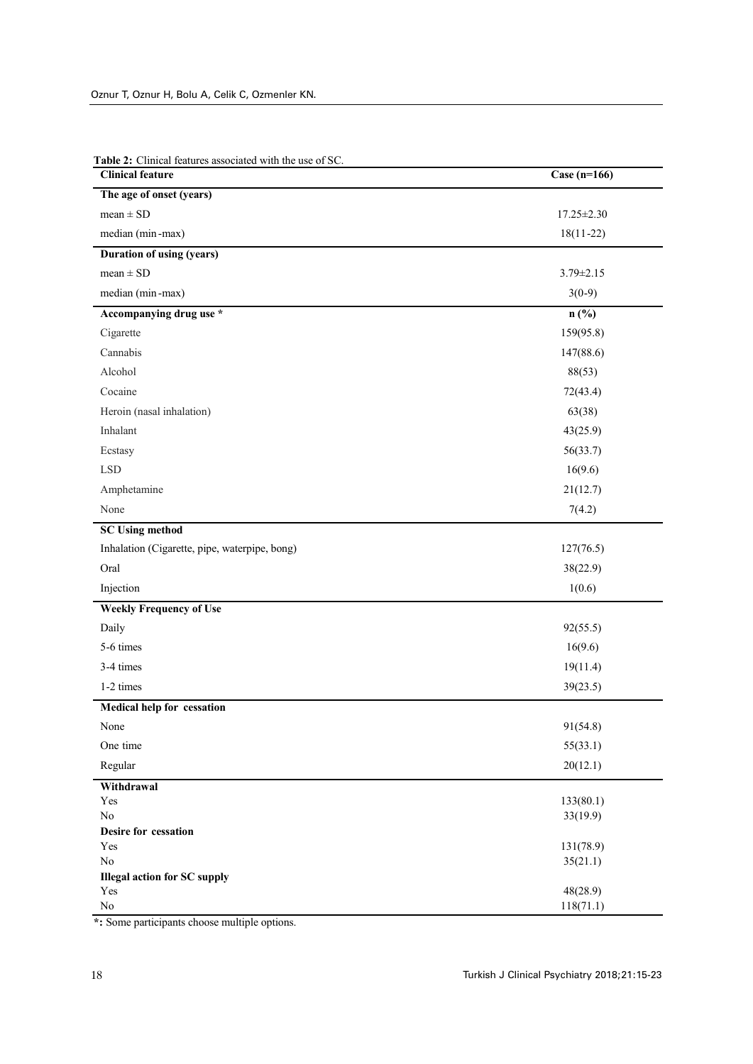**Table 2:** Clinical features associated with the use of SC.

| Clinical feature | Case (n=166) |
|---|---|
| **The age of onset (years)** | |
| mean ± SD | 17.25±2.30 |
| median (min-max) | 18(11-22) |
| **Duration of using (years)** | |
| mean ± SD | 3.79±2.15 |
| median (min-max) | 3(0-9) |
| **Accompanying drug use *** | **n (%)** |
| Cigarette | 159(95.8) |
| Cannabis | 147(88.6) |
| Alcohol | 88(53) |
| Cocaine | 72(43.4) |
| Heroin (nasal inhalation) | 63(38) |
| Inhalant | 43(25.9) |
| Ecstasy | 56(33.7) |
| LSD | 16(9.6) |
| Amphetamine | 21(12.7) |
| None | 7(4.2) |
| **SC Using method** | |
| Inhalation (Cigarette, pipe, waterpipe, bong) | 127(76.5) |
| Oral | 38(22.9) |
| Injection | 1(0.6) |
| **Weekly Frequency of Use** | |
| Daily | 92(55.5) |
| 5-6 times | 16(9.6) |
| 3-4 times | 19(11.4) |
| 1-2 times | 39(23.5) |
| **Medical help for cessation** | |
| None | 91(54.8) |
| One time | 55(33.1) |
| Regular | 20(12.1) |
| **Withdrawal** | |
| Yes | 133(80.1) |
| No | 33(19.9) |
| **Desire for cessation** | |
| Yes | 131(78.9) |
| No | 35(21.1) |
| **Illegal action for SC supply** | |
| Yes | 48(28.9) |
| No | 118(71.1) |

**\*:** Some participants choose multiple options.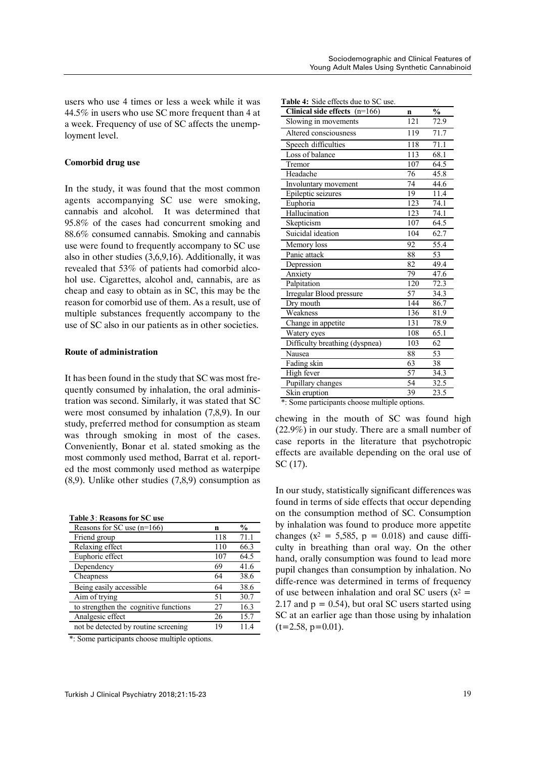users who use 4 times or less a week while it was 44.5% in users who use SC more frequent than 4 at a week. Frequency of use of SC affects the unemployment level.

**Comorbid drug use**

In the study, it was found that the most common agents accompanying SC use were smoking, cannabis and alcohol. It was determined that 95.8% of the cases had concurrent smoking and 88.6% consumed cannabis. Smoking and cannabis use were found to frequently accompany to SC use also in other studies (3,6,9,16). Additionally, it was revealed that 53% of patients had comorbid alcohol use. Cigarettes, alcohol and, cannabis, are as cheap and easy to obtain as in SC, this may be the reason for comorbid use of them. As a result, use of multiple substances frequently accompany to the use of SC also in our patients as in other societies.

**Route of administration**

It has been found in the study that SC was most frequently consumed by inhalation, the oral administration was second. Similarly, it was stated that SC were most consumed by inhalation (7,8,9). In our study, preferred method for consumption as steam was through smoking in most of the cases. Conveniently, Bonar et al. stated smoking as the most commonly used method, Barrat et al. reported the most commonly used method as waterpipe (8,9). Unlike other studies (7,8,9) consumption as chewing in the mouth of SC was found high (22.9%) in our study. There are a small number of case reports in the literature that psychotropic effects are available depending on the oral use of SC (17).

**Table 3**: **Reasons for SC use**

| Reasons for SC use (n=166) | n | % |
|---|---|---|
| Friend group | 118 | 71.1 |
| Relaxing effect | 110 | 66.3 |
| Euphoric effect | 107 | 64.5 |
| Dependency | 69 | 41.6 |
| Cheapness | 64 | 38.6 |
| Being easily accessible | 64 | 38.6 |
| Aim of trying | 51 | 30.7 |
| to strengthen the cognitive functions | 27 | 16.3 |
| Analgesic effect | 26 | 15.7 |
| not be detected by routine screening | 19 | 11.4 |

*: Some participants choose multiple options.

**Table 4:** Side effects due to SC use.

| Clinical side effects (n=166) | n | % |
|---|---|---|
| Slowing in movements | 121 | 72.9 |
| Altered consciousness | 119 | 71.7 |
| Speech difficulties | 118 | 71.1 |
| Loss of balance | 113 | 68.1 |
| Tremor | 107 | 64.5 |
| Headache | 76 | 45.8 |
| Involuntary movement | 74 | 44.6 |
| Epileptic seizures | 19 | 11.4 |
| Euphoria | 123 | 74.1 |
| Hallucination | 123 | 74.1 |
| Skepticism | 107 | 64.5 |
| Suicidal ideation | 104 | 62.7 |
| Memory loss | 92 | 55.4 |
| Panic attack | 88 | 53 |
| Depression | 82 | 49.4 |
| Anxiety | 79 | 47.6 |
| Palpitation | 120 | 72.3 |
| Irregular Blood pressure | 57 | 34.3 |
| Dry mouth | 144 | 86.7 |
| Weakness | 136 | 81.9 |
| Change in appetite | 131 | 78.9 |
| Watery eyes | 108 | 65.1 |
| Difficulty breathing (dyspnea) | 103 | 62 |
| Nausea | 88 | 53 |
| Fading skin | 63 | 38 |
| High fever | 57 | 34.3 |
| Pupillary changes | 54 | 32.5 |
| Skin eruption | 39 | 23.5 |

*: Some participants choose multiple options.

In our study, statistically significant differences was found in terms of side effects that occur depending on the consumption method of SC. Consumption by inhalation was found to produce more appetite changes ($x^2 = 5,585$, $p = 0.018$) and cause difficulty in breathing than oral way. On the other hand, orally consumption was found to lead more pupil changes than consumption by inhalation. No diffe-rence was determined in terms of frequency of use between inhalation and oral SC users ($x^2 = 2.17$ and $p = 0.54$), but oral SC users started using SC at an earlier age than those using by inhalation ($t=2.58$, $p=0.01$).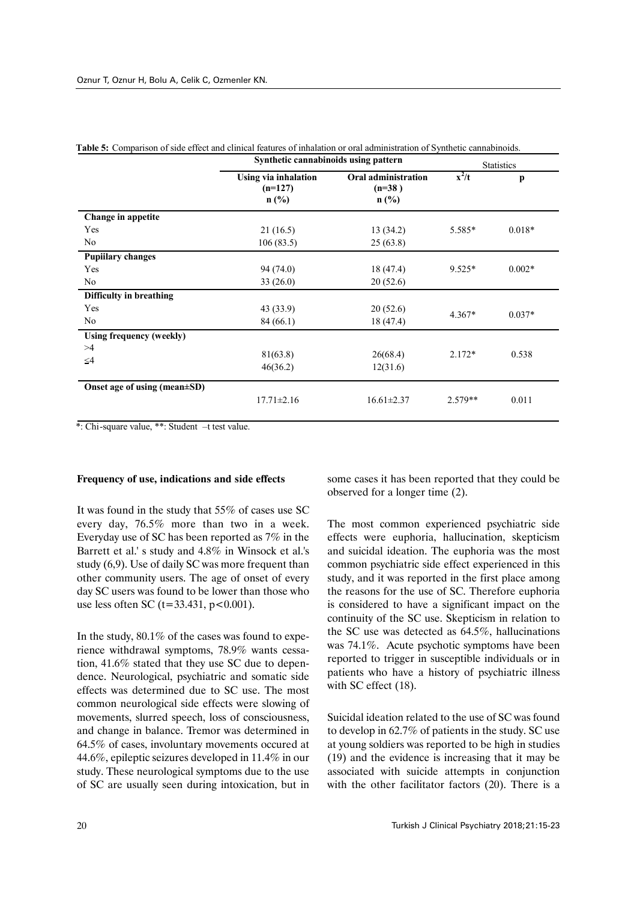**Table 5:** Comparison of side effect and clinical features of inhalation or oral administration of Synthetic cannabinoids.

| | Synthetic cannabinoids using pattern | | Statistics | |
|---|---|---|---|---|
| | Using via inhalation (n=127) n (%) | Oral administration (n=38 ) n (%) | $x^2$/t | p |
| **Change in appetite** | | | | |
| Yes | 21 (16.5) | 13 (34.2) | 5.585* | 0.018* |
| No | 106 (83.5) | 25 (63.8) | | |
| **Pupiilary changes** | | | | |
| Yes | 94 (74.0) | 18 (47.4) | 9.525* | 0.002* |
| No | 33 (26.0) | 20 (52.6) | | |
| **Difficulty in breathing** | | | | |
| Yes | 43 (33.9) | 20 (52.6) | 4.367* | 0.037* |
| No | 84 (66.1) | 18 (47.4) | | |
| **Using frequency (weekly)** | | | | |
| >4 | 81(63.8) | 26(68.4) | 2.172* | 0.538 |
| ≤4 | 46(36.2) | 12(31.6) | | |
| **Onset age of using (mean±SD)** | 17.71±2.16 | 16.61±2.37 | 2.579** | 0.011 |

*: Chi-square value, **: Student –t test value.

**Frequency of use, indications and side effects**

It was found in the study that 55% of cases use SC every day, 76.5% more than two in a week. Everyday use of SC has been reported as 7% in the Barrett et al.' s study and 4.8% in Winsock et al.'s study (6,9). Use of daily SC was more frequent than other community users. The age of onset of every day SC users was found to be lower than those who use less often SC ($t=33.431$, $p<0.001$).

In the study, 80.1% of the cases was found to experience withdrawal symptoms, 78.9% wants cessation, 41.6% stated that they use SC due to dependence. Neurological, psychiatric and somatic side effects was determined due to SC use. The most common neurological side effects were slowing of movements, slurred speech, loss of consciousness, and change in balance. Tremor was determined in 64.5% of cases, involuntary movements occured at 44.6%, epileptic seizures developed in 11.4% in our study. These neurological symptoms due to the use of SC are usually seen during intoxication, but in some cases it has been reported that they could be observed for a longer time (2).

The most common experienced psychiatric side effects were euphoria, hallucination, skepticism and suicidal ideation. The euphoria was the most common psychiatric side effect experienced in this study, and it was reported in the first place among the reasons for the use of SC. Therefore euphoria is considered to have a significant impact on the continuity of the SC use. Skepticism in relation to the SC use was detected as 64.5%, hallucinations was 74.1%. Acute psychotic symptoms have been reported to trigger in susceptible individuals or in patients who have a history of psychiatric illness with SC effect (18).

Suicidal ideation related to the use of SC was found to develop in 62.7% of patients in the study. SC use at young soldiers was reported to be high in studies (19) and the evidence is increasing that it may be associated with suicide attempts in conjunction with the other facilitator factors (20). There is a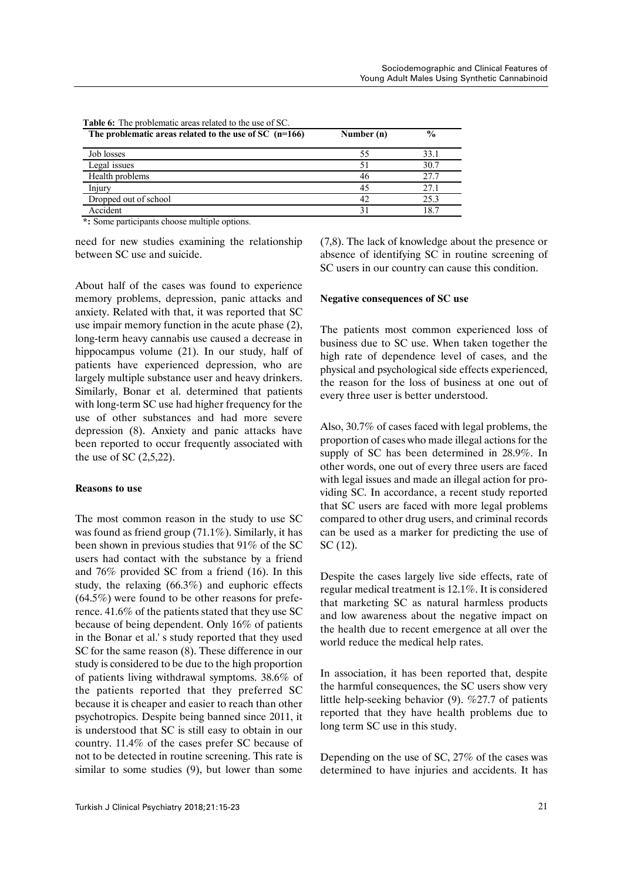**Table 6:** The problematic areas related to the use of SC.

| The problematic areas related to the use of SC (n=166) | Number (n) | % |
|---|---|---|
| Job losses | 55 | 33.1 |
| Legal issues | 51 | 30.7 |
| Health problems | 46 | 27.7 |
| Injury | 45 | 27.1 |
| Dropped out of school | 42 | 25.3 |
| Accident | 31 | 18.7 |

**\*:** Some participants choose multiple options.

need for new studies examining the relationship between SC use and suicide.

About half of the cases was found to experience memory problems, depression, panic attacks and anxiety. Related with that, it was reported that SC use impair memory function in the acute phase (2), long-term heavy cannabis use caused a decrease in hippocampus volume (21). In our study, half of patients have experienced depression, who are largely multiple substance user and heavy drinkers. Similarly, Bonar et al. determined that patients with long-term SC use had higher frequency for the use of other substances and had more severe depression (8). Anxiety and panic attacks have been reported to occur frequently associated with the use of SC (2,5,22).

**Reasons to use**

The most common reason in the study to use SC was found as friend group (71.1%). Similarly, it has been shown in previous studies that 91% of the SC users had contact with the substance by a friend and 76% provided SC from a friend (16). In this study, the relaxing (66.3%) and euphoric effects (64.5%) were found to be other reasons for preference. 41.6% of the patients stated that they use SC because of being dependent. Only 16% of patients in the Bonar et al.' s study reported that they used SC for the same reason (8). These difference in our study is considered to be due to the high proportion of patients living withdrawal symptoms. 38.6% of the patients reported that they preferred SC because it is cheaper and easier to reach than other psychotropics. Despite being banned since 2011, it is understood that SC is still easy to obtain in our country. 11.4% of the cases prefer SC because of not to be detected in routine screening. This rate is similar to some studies (9), but lower than some (7,8). The lack of knowledge about the presence or absence of identifying SC in routine screening of SC users in our country can cause this condition.

**Negative consequences of SC use**

The patients most common experienced loss of business due to SC use. When taken together the high rate of dependence level of cases, and the physical and psychological side effects experienced, the reason for the loss of business at one out of every three user is better understood.

Also, 30.7% of cases faced with legal problems, the proportion of cases who made illegal actions for the supply of SC has been determined in 28.9%. In other words, one out of every three users are faced with legal issues and made an illegal action for providing SC. In accordance, a recent study reported that SC users are faced with more legal problems compared to other drug users, and criminal records can be used as a marker for predicting the use of SC (12).

Despite the cases largely live side effects, rate of regular medical treatment is 12.1%. It is considered that marketing SC as natural harmless products and low awareness about the negative impact on the health due to recent emergence at all over the world reduce the medical help rates.

In association, it has been reported that, despite the harmful consequences, the SC users show very little help-seeking behavior (9). %27.7 of patients reported that they have health problems due to long term SC use in this study.

Depending on the use of SC, 27% of the cases was determined to have injuries and accidents. It has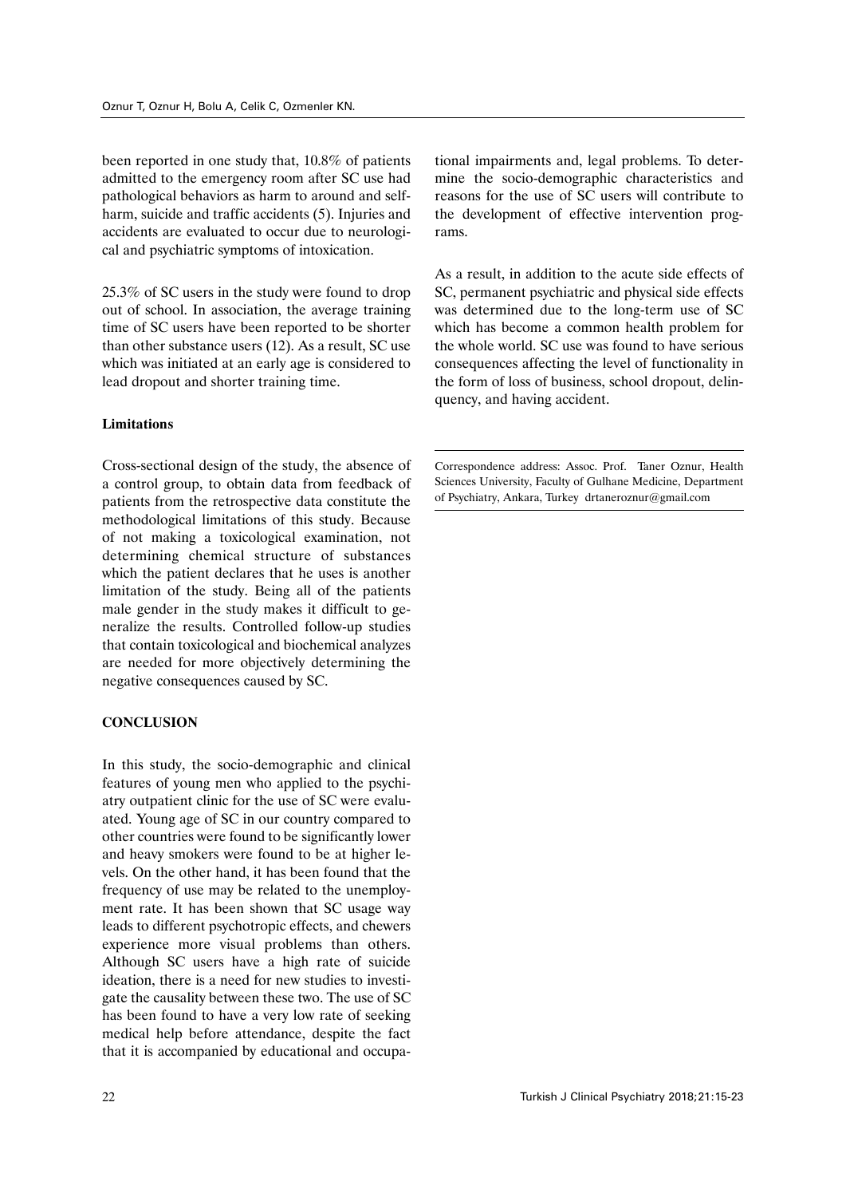been reported in one study that, 10.8% of patients admitted to the emergency room after SC use had pathological behaviors as harm to around and self-harm, suicide and traffic accidents (5). Injuries and accidents are evaluated to occur due to neurological and psychiatric symptoms of intoxication.

25.3% of SC users in the study were found to drop out of school. In association, the average training time of SC users have been reported to be shorter than other substance users (12). As a result, SC use which was initiated at an early age is considered to lead dropout and shorter training time.

**Limitations**

Cross-sectional design of the study, the absence of a control group, to obtain data from feedback of patients from the retrospective data constitute the methodological limitations of this study. Because of not making a toxicological examination, not determining chemical structure of substances which the patient declares that he uses is another limitation of the study. Being all of the patients male gender in the study makes it difficult to generalize the results. Controlled follow-up studies that contain toxicological and biochemical analyzes are needed for more objectively determining the negative consequences caused by SC.

## CONCLUSION

In this study, the socio-demographic and clinical features of young men who applied to the psychiatry outpatient clinic for the use of SC were evaluated. Young age of SC in our country compared to other countries were found to be significantly lower and heavy smokers were found to be at higher levels. On the other hand, it has been found that the frequency of use may be related to the unemployment rate. It has been shown that SC usage way leads to different psychotropic effects, and chewers experience more visual problems than others. Although SC users have a high rate of suicide ideation, there is a need for new studies to investigate the causality between these two. The use of SC has been found to have a very low rate of seeking medical help before attendance, despite the fact that it is accompanied by educational and occupational impairments and, legal problems. To determine the socio-demographic characteristics and reasons for the use of SC users will contribute to the development of effective intervention programs.

As a result, in addition to the acute side effects of SC, permanent psychiatric and physical side effects was determined due to the long-term use of SC which has become a common health problem for the whole world. SC use was found to have serious consequences affecting the level of functionality in the form of loss of business, school dropout, delinquency, and having accident.

---

Correspondence address: Assoc. Prof. Taner Oznur, Health Sciences University, Faculty of Gulhane Medicine, Department of Psychiatry, Ankara, Turkey drtaneroznur@gmail.com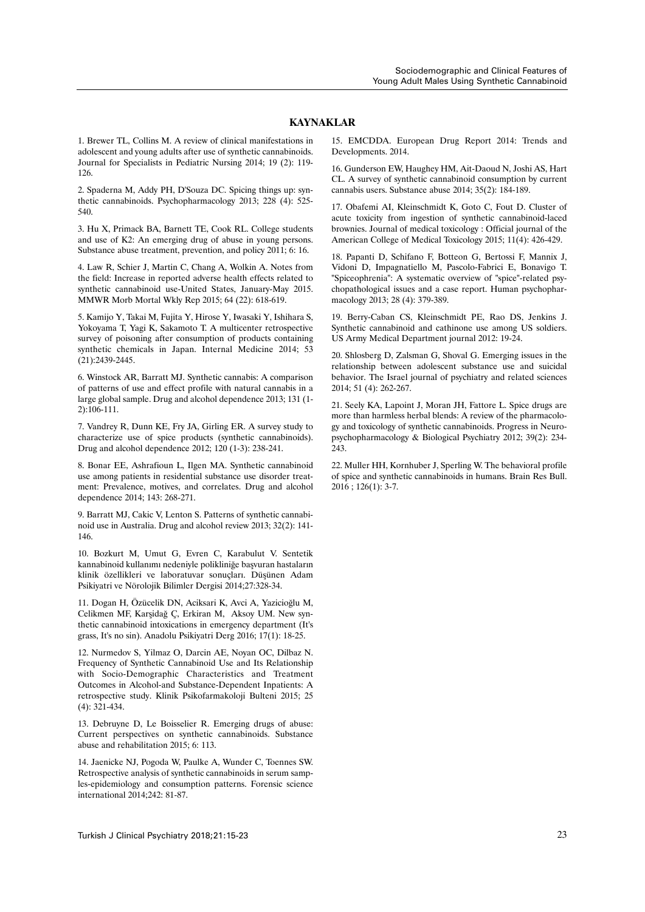## KAYNAKLAR

1. Brewer TL, Collins M. A review of clinical manifestations in adolescent and young adults after use of synthetic cannabinoids. Journal for Specialists in Pediatric Nursing 2014; 19 (2): 119-126.

2. Spaderna M, Addy PH, D'Souza DC. Spicing things up: synthetic cannabinoids. Psychopharmacology 2013; 228 (4): 525-540.

3. Hu X, Primack BA, Barnett TE, Cook RL. College students and use of K2: An emerging drug of abuse in young persons. Substance abuse treatment, prevention, and policy 2011; 6: 16.

4. Law R, Schier J, Martin C, Chang A, Wolkin A. Notes from the field: Increase in reported adverse health effects related to synthetic cannabinoid use-United States, January-May 2015. MMWR Morb Mortal Wkly Rep 2015; 64 (22): 618-619.

5. Kamijo Y, Takai M, Fujita Y, Hirose Y, Iwasaki Y, Ishihara S, Yokoyama T, Yagi K, Sakamoto T. A multicenter retrospective survey of poisoning after consumption of products containing synthetic chemicals in Japan. Internal Medicine 2014; 53 (21):2439-2445.

6. Winstock AR, Barratt MJ. Synthetic cannabis: A comparison of patterns of use and effect profile with natural cannabis in a large global sample. Drug and alcohol dependence 2013; 131 (1-2):106-111.

7. Vandrey R, Dunn KE, Fry JA, Girling ER. A survey study to characterize use of spice products (synthetic cannabinoids). Drug and alcohol dependence 2012; 120 (1-3): 238-241.

8. Bonar EE, Ashrafioun L, Ilgen MA. Synthetic cannabinoid use among patients in residential substance use disorder treatment: Prevalence, motives, and correlates. Drug and alcohol dependence 2014; 143: 268-271.

9. Barratt MJ, Cakic V, Lenton S. Patterns of synthetic cannabinoid use in Australia. Drug and alcohol review 2013; 32(2): 141-146.

10. Bozkurt M, Umut G, Evren C, Karabulut V. Sentetik kannabinoid kullanımı nedeniyle polikliniğe başvuran hastaların klinik özellikleri ve laboratuvar sonuçları. Düşünen Adam Psikiyatri ve Nörolojik Bilimler Dergisi 2014;27:328-34.

11. Dogan H, Özücelik DN, Aciksari K, Avci A, Yazicioğlu M, Celikmen MF, Karşidağ Ç, Erkiran M, Aksoy UM. New synthetic cannabinoid intoxications in emergency department (It's grass, It's no sin). Anadolu Psikiyatri Derg 2016; 17(1): 18-25.

12. Nurmedov S, Yilmaz O, Darcin AE, Noyan OC, Dilbaz N. Frequency of Synthetic Cannabinoid Use and Its Relationship with Socio-Demographic Characteristics and Treatment Outcomes in Alcohol-and Substance-Dependent Inpatients: A retrospective study. Klinik Psikofarmakoloji Bulteni 2015; 25 (4): 321-434.

13. Debruyne D, Le Boisselier R. Emerging drugs of abuse: Current perspectives on synthetic cannabinoids. Substance abuse and rehabilitation 2015; 6: 113.

14. Jaenicke NJ, Pogoda W, Paulke A, Wunder C, Toennes SW. Retrospective analysis of synthetic cannabinoids in serum samples-epidemiology and consumption patterns. Forensic science international 2014;242: 81-87.

15. EMCDDA. European Drug Report 2014: Trends and Developments. 2014.

16. Gunderson EW, Haughey HM, Ait-Daoud N, Joshi AS, Hart CL. A survey of synthetic cannabinoid consumption by current cannabis users. Substance abuse 2014; 35(2): 184-189.

17. Obafemi AI, Kleinschmidt K, Goto C, Fout D. Cluster of acute toxicity from ingestion of synthetic cannabinoid-laced brownies. Journal of medical toxicology : Official journal of the American College of Medical Toxicology 2015; 11(4): 426-429.

18. Papanti D, Schifano F, Botteon G, Bertossi F, Mannix J, Vidoni D, Impagnatiello M, Pascolo-Fabrici E, Bonavigo T. "Spiceophrenia": A systematic overview of "spice"-related psychopathological issues and a case report. Human psychopharmacology 2013; 28 (4): 379-389.

19. Berry-Caban CS, Kleinschmidt PE, Rao DS, Jenkins J. Synthetic cannabinoid and cathinone use among US soldiers. US Army Medical Department journal 2012: 19-24.

20. Shlosberg D, Zalsman G, Shoval G. Emerging issues in the relationship between adolescent substance use and suicidal behavior. The Israel journal of psychiatry and related sciences 2014; 51 (4): 262-267.

21. Seely KA, Lapoint J, Moran JH, Fattore L. Spice drugs are more than harmless herbal blends: A review of the pharmacology and toxicology of synthetic cannabinoids. Progress in Neuro-psychopharmacology & Biological Psychiatry 2012; 39(2): 234-243.

22. Muller HH, Kornhuber J, Sperling W. The behavioral profile of spice and synthetic cannabinoids in humans. Brain Res Bull. 2016 ; 126(1): 3-7.